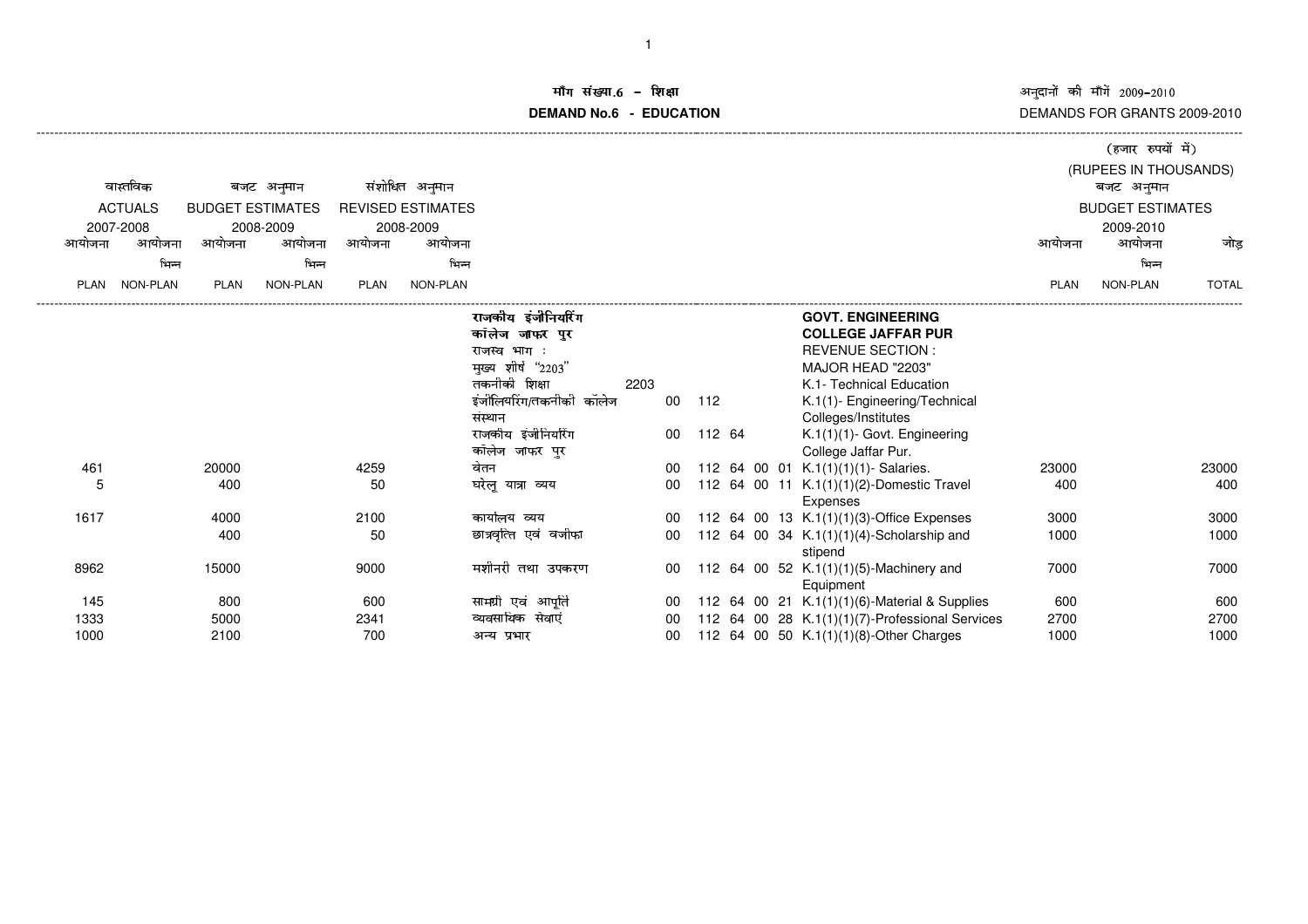# माँग संख्या.6 - शिक्षा
# DEMAND No.6 - EDUCATION

अनुदानों की माँगें 2009-2010
DEMANDS FOR GRANTS 2009-2010

(हजार रुपयों में)
(RUPEES IN THOUSANDS)

| वास्तविक ACTUALS 2007-2008 | | बजट अनुमान BUDGET ESTIMATES 2008-2009 | | संशोधित अनुमान REVISED ESTIMATES 2008-2009 | | | | | बजट अनुमान BUDGET ESTIMATES 2009-2010 | | |
|---|---|---|---|---|---|---|---|---|---|---|---|
| आयोजना PLAN | आयोजना भिन्न NON-PLAN | आयोजना PLAN | आयोजना भिन्न NON-PLAN | आयोजना PLAN | आयोजना भिन्न NON-PLAN | | | | आयोजना PLAN | आयोजना भिन्न NON-PLAN | जोड़ TOTAL |
| | | | | | | राजकीय इंजीनियरिंग कॉलेज जाफर पुर | | **GOVT. ENGINEERING COLLEGE JAFFAR PUR** | | | |
| | | | | | | राजस्व भाग : | | REVENUE SECTION : | | | |
| | | | | | | मुख्य शीर्ष "2203" | | MAJOR HEAD "2203" | | | |
| | | | | | | तकनीकी शिक्षा | 2203 | K.1- Technical Education | | | |
| | | | | | | इंजीनियरिंग/तकनीकी कॉलेज संस्थान | 00 112 | K.1(1)- Engineering/Technical Colleges/Institutes | | | |
| | | | | | | राजकीय इंजीनियरिंग कॉलेज जाफर पुर | 00 112 64 | K.1(1)(1)- Govt. Engineering College Jaffar Pur. | | | |
| 461 | | 20000 | | 4259 | | वेतन | 00 112 64 00 01 | K.1(1)(1)(1)- Salaries. | 23000 | | 23000 |
| 5 | | 400 | | 50 | | घरेलू यात्रा व्यय | 00 112 64 00 11 | K.1(1)(1)(2)-Domestic Travel Expenses | 400 | | 400 |
| 1617 | | 4000 | | 2100 | | कार्यालय व्यय | 00 112 64 00 13 | K.1(1)(1)(3)-Office Expenses | 3000 | | 3000 |
| | | 400 | | 50 | | छात्रवृत्ति एवं वजीफा | 00 112 64 00 34 | K.1(1)(1)(4)-Scholarship and stipend | 1000 | | 1000 |
| 8962 | | 15000 | | 9000 | | मशीनरी तथा उपकरण | 00 112 64 00 52 | K.1(1)(1)(5)-Machinery and Equipment | 7000 | | 7000 |
| 145 | | 800 | | 600 | | सामग्री एवं आपूर्ति | 00 112 64 00 21 | K.1(1)(1)(6)-Material & Supplies | 600 | | 600 |
| 1333 | | 5000 | | 2341 | | व्यवसायिक सेवाएं | 00 112 64 00 28 | K.1(1)(1)(7)-Professional Services | 2700 | | 2700 |
| 1000 | | 2100 | | 700 | | अन्य प्रभार | 00 112 64 00 50 | K.1(1)(1)(8)-Other Charges | 1000 | | 1000 |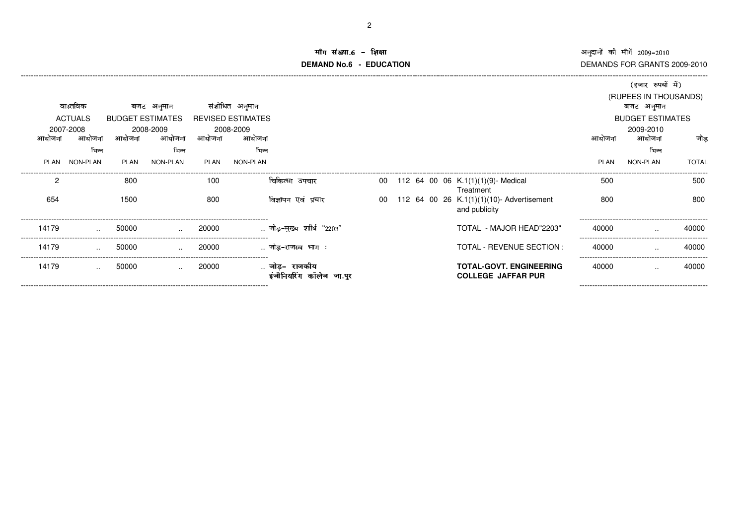# माँग संख्या.6 - शिक्षा
# DEMAND No.6 - EDUCATION

अनुदानों की माँगें 2009-2010
DEMANDS FOR GRANTS 2009-2010

(हजार रुपयों में)
(RUPEES IN THOUSANDS)

| वास्तविक ACTUALS 2007-2008 आयोजना PLAN | आयोजना भिन्न NON-PLAN | बजट अनुमान BUDGET ESTIMATES 2008-2009 आयोजना PLAN | आयोजना भिन्न NON-PLAN | संशोधित अनुमान REVISED ESTIMATES 2008-2009 आयोजना PLAN | आयोजना भिन्न NON-PLAN | | | | बजट अनुमान BUDGET ESTIMATES 2009-2010 आयोजना PLAN | आयोजना भिन्न NON-PLAN | जोड़ TOTAL |
|---|---|---|---|---|---|---|---|---|---|---|---|
| 2 | | 800 | | 100 | | चिकित्सा उपचार | 00 112 64 00 06 | K.1(1)(1)(9)- Medical Treatment | 500 | | 500 |
| 654 | | 1500 | | 800 | | विज्ञापन एवं प्रचार | 00 112 64 00 26 | K.1(1)(1)(10)- Advertisement and publicity | 800 | | 800 |
| 14179 | .. | 50000 | .. | 20000 | .. | जोड़-मुख्य शीर्ष "2203" | | TOTAL - MAJOR HEAD"2203" | 40000 | .. | 40000 |
| 14179 | .. | 50000 | .. | 20000 | .. | जोड़-राजस्व भाग : | | TOTAL - REVENUE SECTION : | 40000 | .. | 40000 |
| 14179 | .. | 50000 | .. | 20000 | .. | **जोड़- राजकीय इंजीनियरिंग कॉलेज जा.पुर** | | **TOTAL-GOVT. ENGINEERING COLLEGE JAFFAR PUR** | 40000 | .. | 40000 |